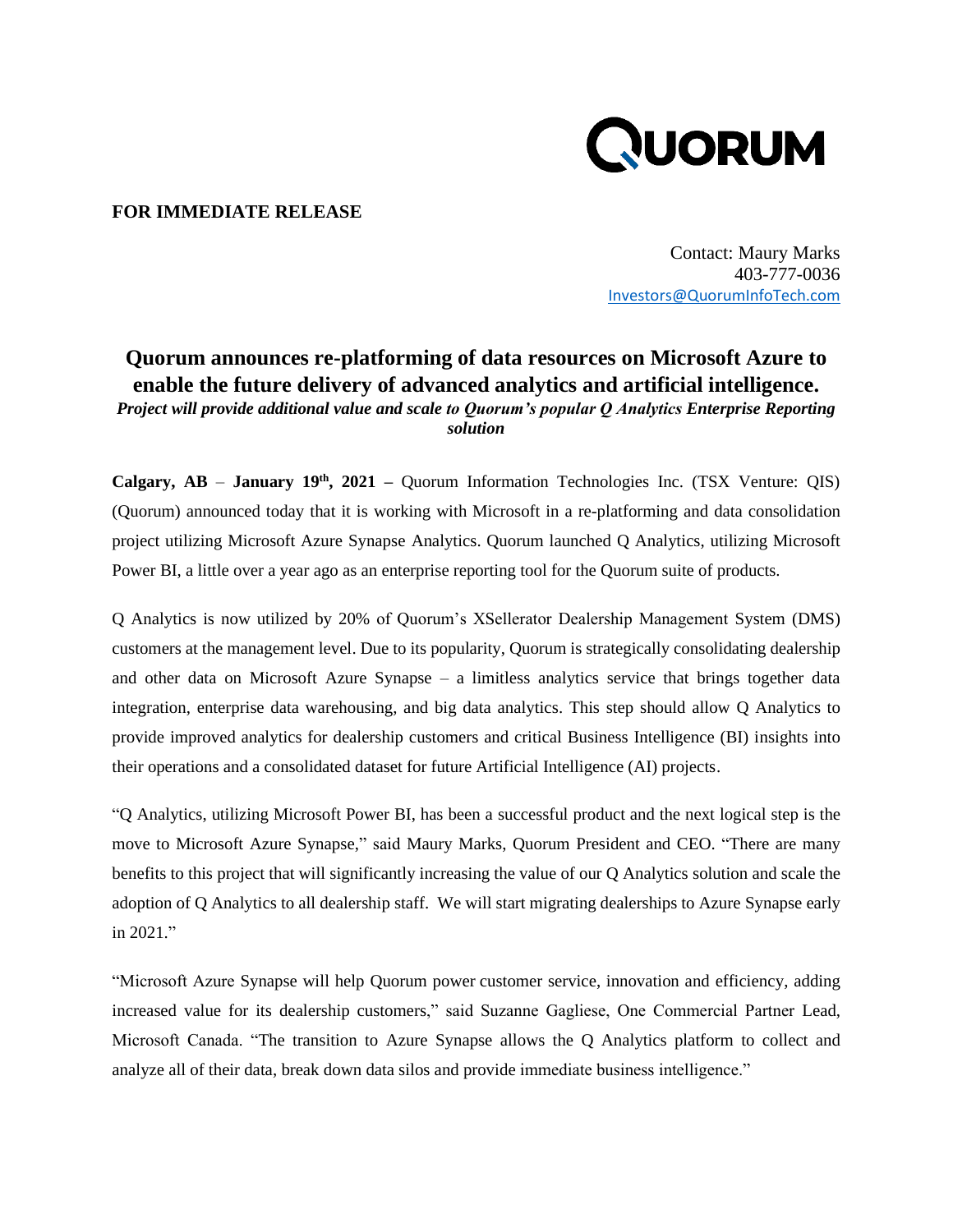QUORUM

**FOR IMMEDIATE RELEASE**

Contact: Maury Marks
403-777-0036
Investors@QuorumInfoTech.com

# Quorum announces re-platforming of data resources on Microsoft Azure to enable the future delivery of advanced analytics and artificial intelligence.

***Project will provide additional value and scale to Quorum's popular Q Analytics Enterprise Reporting solution***

**Calgary, AB** – **January 19th, 2021 –** Quorum Information Technologies Inc. (TSX Venture: QIS) (Quorum) announced today that it is working with Microsoft in a re-platforming and data consolidation project utilizing Microsoft Azure Synapse Analytics. Quorum launched Q Analytics, utilizing Microsoft Power BI, a little over a year ago as an enterprise reporting tool for the Quorum suite of products.

Q Analytics is now utilized by 20% of Quorum's XSellerator Dealership Management System (DMS) customers at the management level. Due to its popularity, Quorum is strategically consolidating dealership and other data on Microsoft Azure Synapse – a limitless analytics service that brings together data integration, enterprise data warehousing, and big data analytics. This step should allow Q Analytics to provide improved analytics for dealership customers and critical Business Intelligence (BI) insights into their operations and a consolidated dataset for future Artificial Intelligence (AI) projects.

"Q Analytics, utilizing Microsoft Power BI, has been a successful product and the next logical step is the move to Microsoft Azure Synapse," said Maury Marks, Quorum President and CEO. "There are many benefits to this project that will significantly increasing the value of our Q Analytics solution and scale the adoption of Q Analytics to all dealership staff. We will start migrating dealerships to Azure Synapse early in 2021."

"Microsoft Azure Synapse will help Quorum power customer service, innovation and efficiency, adding increased value for its dealership customers," said Suzanne Gagliese, One Commercial Partner Lead, Microsoft Canada. "The transition to Azure Synapse allows the Q Analytics platform to collect and analyze all of their data, break down data silos and provide immediate business intelligence."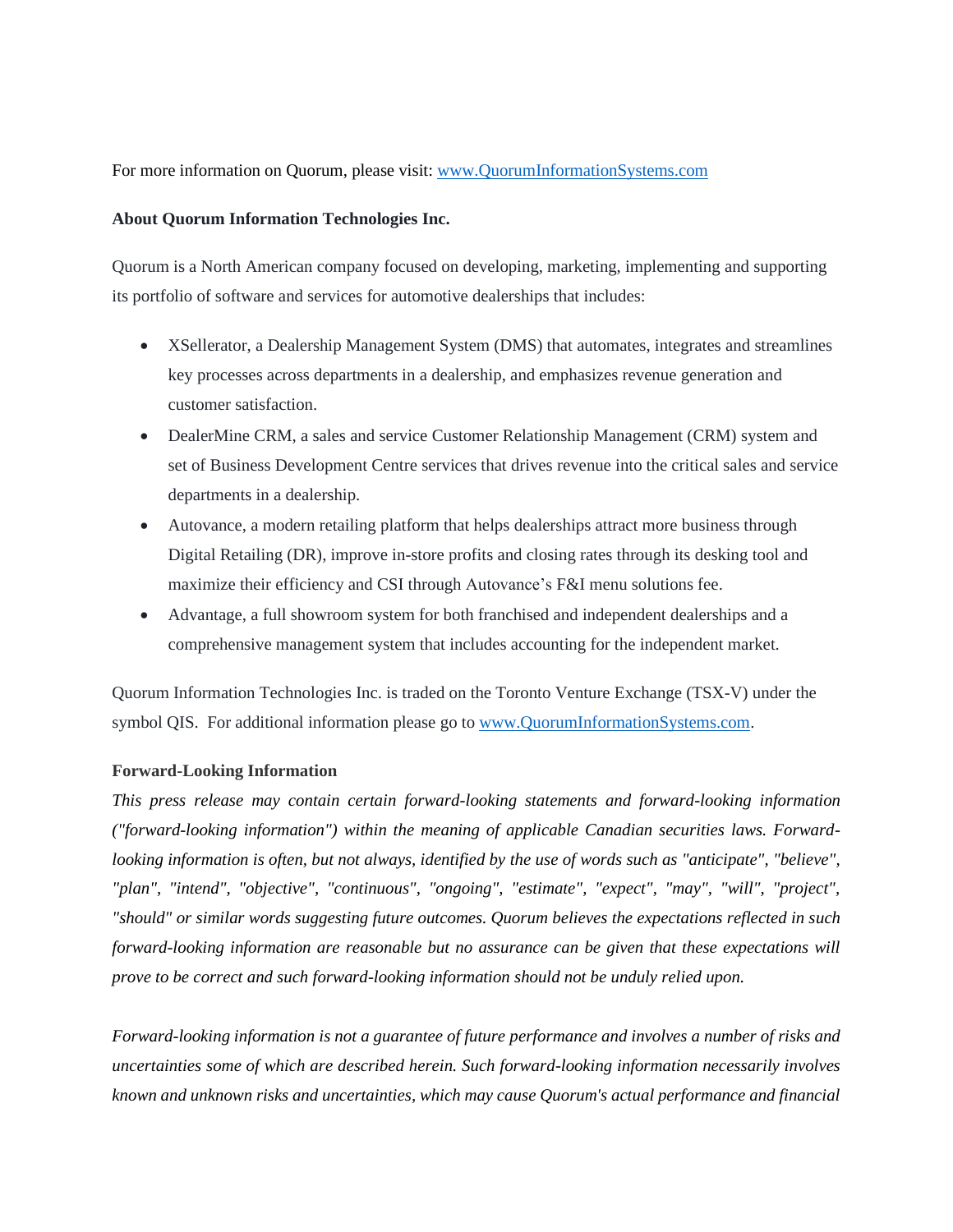For more information on Quorum, please visit: www.QuorumInformationSystems.com

**About Quorum Information Technologies Inc.**

Quorum is a North American company focused on developing, marketing, implementing and supporting its portfolio of software and services for automotive dealerships that includes:

- XSellerator, a Dealership Management System (DMS) that automates, integrates and streamlines key processes across departments in a dealership, and emphasizes revenue generation and customer satisfaction.
- DealerMine CRM, a sales and service Customer Relationship Management (CRM) system and set of Business Development Centre services that drives revenue into the critical sales and service departments in a dealership.
- Autovance, a modern retailing platform that helps dealerships attract more business through Digital Retailing (DR), improve in-store profits and closing rates through its desking tool and maximize their efficiency and CSI through Autovance's F&I menu solutions fee.
- Advantage, a full showroom system for both franchised and independent dealerships and a comprehensive management system that includes accounting for the independent market.

Quorum Information Technologies Inc. is traded on the Toronto Venture Exchange (TSX-V) under the symbol QIS. For additional information please go to www.QuorumInformationSystems.com.

**Forward-Looking Information**

*This press release may contain certain forward-looking statements and forward-looking information ("forward-looking information") within the meaning of applicable Canadian securities laws. Forward-looking information is often, but not always, identified by the use of words such as "anticipate", "believe", "plan", "intend", "objective", "continuous", "ongoing", "estimate", "expect", "may", "will", "project", "should" or similar words suggesting future outcomes. Quorum believes the expectations reflected in such forward-looking information are reasonable but no assurance can be given that these expectations will prove to be correct and such forward-looking information should not be unduly relied upon.*

*Forward-looking information is not a guarantee of future performance and involves a number of risks and uncertainties some of which are described herein. Such forward-looking information necessarily involves known and unknown risks and uncertainties, which may cause Quorum's actual performance and financial*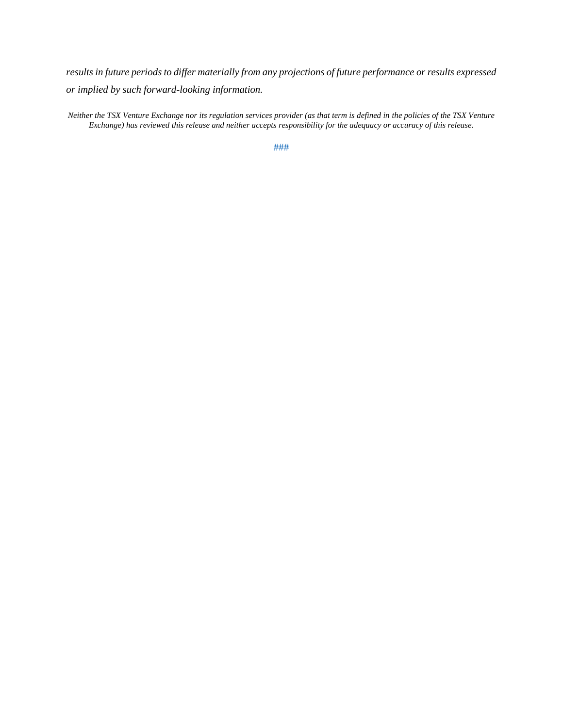*results in future periods to differ materially from any projections of future performance or results expressed or implied by such forward-looking information.*

*Neither the TSX Venture Exchange nor its regulation services provider (as that term is defined in the policies of the TSX Venture Exchange) has reviewed this release and neither accepts responsibility for the adequacy or accuracy of this release.*

###